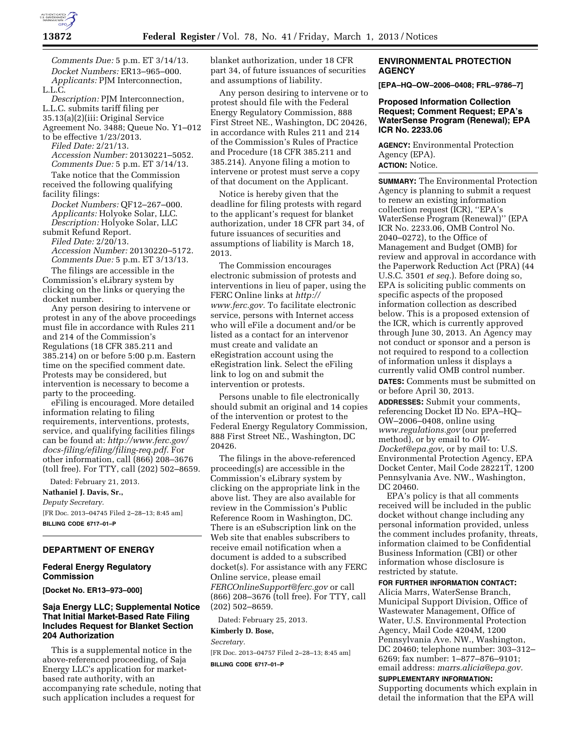*Comments Due:* 5 p.m. ET 3/14/13.

*Docket Numbers:* ER13–965–000.

*Applicants:* PJM Interconnection, L.L.C.

*Description:* PJM Interconnection, L.L.C. submits tariff filing per 35.13(a)(2)(iii: Original Service Agreement No. 3488; Queue No. Y1–012 to be effective 1/23/2013.

*Filed Date:* 2/21/13.

*Accession Number:* 20130221–5052.

*Comments Due:* 5 p.m. ET 3/14/13.

Take notice that the Commission received the following qualifying facility filings:

*Docket Numbers:* QF12–267–000.

*Applicants:* Holyoke Solar, LLC.

*Description:* Holyoke Solar, LLC submit Refund Report.

*Filed Date:* 2/20/13.

*Accession Number:* 20130220–5172.

*Comments Due:* 5 p.m. ET 3/13/13.

The filings are accessible in the Commission's eLibrary system by clicking on the links or querying the docket number.

Any person desiring to intervene or protest in any of the above proceedings must file in accordance with Rules 211 and 214 of the Commission's Regulations (18 CFR 385.211 and 385.214) on or before 5:00 p.m. Eastern time on the specified comment date. Protests may be considered, but intervention is necessary to become a party to the proceeding.

eFiling is encouraged. More detailed information relating to filing requirements, interventions, protests, service, and qualifying facilities filings can be found at: *http://www.ferc.gov/docs-filing/efiling/filing-req.pdf.* For other information, call (866) 208–3676 (toll free). For TTY, call (202) 502–8659.

Dated: February 21, 2013.

**Nathaniel J. Davis, Sr.,**

*Deputy Secretary.*

[FR Doc. 2013–04745 Filed 2–28–13; 8:45 am]

**BILLING CODE 6717–01–P**

## DEPARTMENT OF ENERGY

### Federal Energy Regulatory Commission

**[Docket No. ER13–973–000]**

### Saja Energy LLC; Supplemental Notice That Initial Market-Based Rate Filing Includes Request for Blanket Section 204 Authorization

This is a supplemental notice in the above-referenced proceeding, of Saja Energy LLC's application for market-based rate authority, with an accompanying rate schedule, noting that such application includes a request for blanket authorization, under 18 CFR part 34, of future issuances of securities and assumptions of liability.

Any person desiring to intervene or to protest should file with the Federal Energy Regulatory Commission, 888 First Street NE., Washington, DC 20426, in accordance with Rules 211 and 214 of the Commission's Rules of Practice and Procedure (18 CFR 385.211 and 385.214). Anyone filing a motion to intervene or protest must serve a copy of that document on the Applicant.

Notice is hereby given that the deadline for filing protests with regard to the applicant's request for blanket authorization, under 18 CFR part 34, of future issuances of securities and assumptions of liability is March 18, 2013.

The Commission encourages electronic submission of protests and interventions in lieu of paper, using the FERC Online links at *http://www.ferc.gov.* To facilitate electronic service, persons with Internet access who will eFile a document and/or be listed as a contact for an intervenor must create and validate an eRegistration account using the eRegistration link. Select the eFiling link to log on and submit the intervention or protests.

Persons unable to file electronically should submit an original and 14 copies of the intervention or protest to the Federal Energy Regulatory Commission, 888 First Street NE., Washington, DC 20426.

The filings in the above-referenced proceeding(s) are accessible in the Commission's eLibrary system by clicking on the appropriate link in the above list. They are also available for review in the Commission's Public Reference Room in Washington, DC. There is an eSubscription link on the Web site that enables subscribers to receive email notification when a document is added to a subscribed docket(s). For assistance with any FERC Online service, please email *FERCOnlineSupport@ferc.gov* or call (866) 208–3676 (toll free). For TTY, call (202) 502–8659.

Dated: February 25, 2013.

**Kimberly D. Bose,**

*Secretary.*

[FR Doc. 2013–04757 Filed 2–28–13; 8:45 am]

**BILLING CODE 6717–01–P**

## ENVIRONMENTAL PROTECTION AGENCY

**[EPA–HQ–OW–2006–0408; FRL–9786–7]**

### Proposed Information Collection Request; Comment Request; EPA's WaterSense Program (Renewal); EPA ICR No. 2233.06

**AGENCY:** Environmental Protection Agency (EPA).

**ACTION:** Notice.

**SUMMARY:** The Environmental Protection Agency is planning to submit a request to renew an existing information collection request (ICR), ''EPA's WaterSense Program (Renewal)'' (EPA ICR No. 2233.06, OMB Control No. 2040–0272), to the Office of Management and Budget (OMB) for review and approval in accordance with the Paperwork Reduction Act (PRA) (44 U.S.C. 3501 *et seq.*). Before doing so, EPA is soliciting public comments on specific aspects of the proposed information collection as described below. This is a proposed extension of the ICR, which is currently approved through June 30, 2013. An Agency may not conduct or sponsor and a person is not required to respond to a collection of information unless it displays a currently valid OMB control number.

**DATES:** Comments must be submitted on or before April 30, 2013.

**ADDRESSES:** Submit your comments, referencing Docket ID No. EPA–HQ–OW–2006–0408, online using *www.regulations.gov* (our preferred method), or by email to *OW-Docket@epa.gov*, or by mail to: U.S. Environmental Protection Agency, EPA Docket Center, Mail Code 28221T, 1200 Pennsylvania Ave. NW., Washington, DC 20460.

EPA's policy is that all comments received will be included in the public docket without change including any personal information provided, unless the comment includes profanity, threats, information claimed to be Confidential Business Information (CBI) or other information whose disclosure is restricted by statute.

**FOR FURTHER INFORMATION CONTACT:** Alicia Marrs, WaterSense Branch, Municipal Support Division, Office of Wastewater Management, Office of Water, U.S. Environmental Protection Agency, Mail Code 4204M, 1200 Pennsylvania Ave. NW., Washington, DC 20460; telephone number: 303–312–6269; fax number: 1–877–876–9101; email address: *marrs.alicia@epa.gov.*

**SUPPLEMENTARY INFORMATION:** Supporting documents which explain in detail the information that the EPA will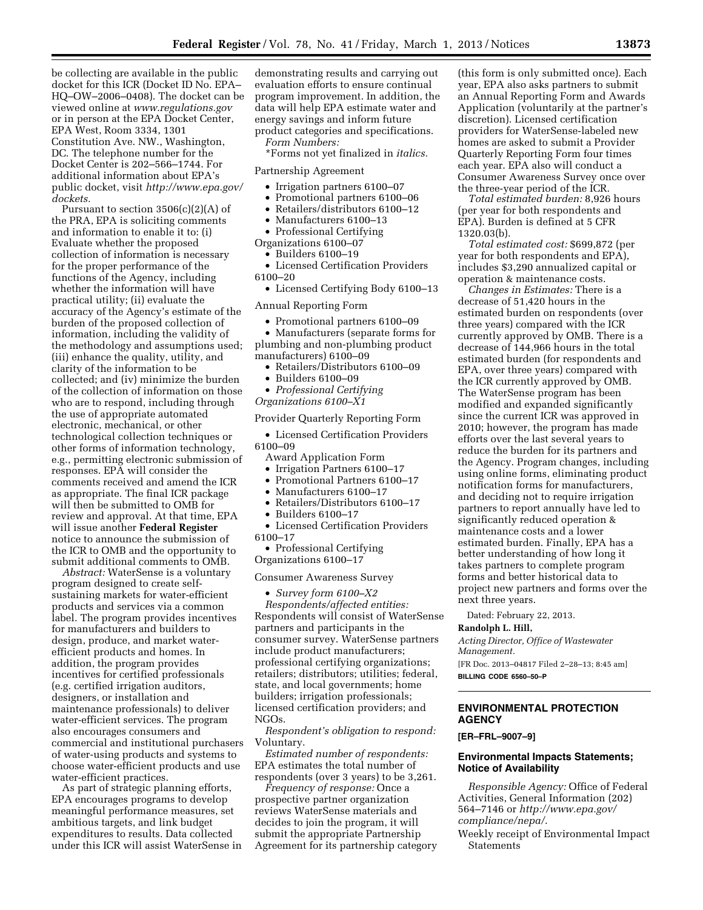be collecting are available in the public docket for this ICR (Docket ID No. EPA–HQ–OW–2006–0408). The docket can be viewed online at *www.regulations.gov* or in person at the EPA Docket Center, EPA West, Room 3334, 1301 Constitution Ave. NW., Washington, DC. The telephone number for the Docket Center is 202–566–1744. For additional information about EPA's public docket, visit *http://www.epa.gov/dockets.*

Pursuant to section 3506(c)(2)(A) of the PRA, EPA is soliciting comments and information to enable it to: (i) Evaluate whether the proposed collection of information is necessary for the proper performance of the functions of the Agency, including whether the information will have practical utility; (ii) evaluate the accuracy of the Agency's estimate of the burden of the proposed collection of information, including the validity of the methodology and assumptions used; (iii) enhance the quality, utility, and clarity of the information to be collected; and (iv) minimize the burden of the collection of information on those who are to respond, including through the use of appropriate automated electronic, mechanical, or other technological collection techniques or other forms of information technology, e.g., permitting electronic submission of responses. EPA will consider the comments received and amend the ICR as appropriate. The final ICR package will then be submitted to OMB for review and approval. At that time, EPA will issue another **Federal Register** notice to announce the submission of the ICR to OMB and the opportunity to submit additional comments to OMB.

*Abstract:* WaterSense is a voluntary program designed to create self-sustaining markets for water-efficient products and services via a common label. The program provides incentives for manufacturers and builders to design, produce, and market water-efficient products and homes. In addition, the program provides incentives for certified professionals (e.g. certified irrigation auditors, designers, or installation and maintenance professionals) to deliver water-efficient services. The program also encourages consumers and commercial and institutional purchasers of water-using products and systems to choose water-efficient products and use water-efficient practices.

As part of strategic planning efforts, EPA encourages programs to develop meaningful performance measures, set ambitious targets, and link budget expenditures to results. Data collected under this ICR will assist WaterSense in demonstrating results and carrying out evaluation efforts to ensure continual program improvement. In addition, the data will help EPA estimate water and energy savings and inform future product categories and specifications.

*Form Numbers:*

*Forms not yet finalized in *italics.*

Partnership Agreement

- Irrigation partners 6100–07
- Promotional partners 6100–06
- Retailers/distributors 6100–12
- Manufacturers 6100–13
- Professional Certifying Organizations 6100–07
- Builders 6100–19
- Licensed Certification Providers 6100–20
- Licensed Certifying Body 6100–13

Annual Reporting Form

- Promotional partners 6100–09
- Manufacturers (separate forms for plumbing and non-plumbing product manufacturers) 6100–09
- Retailers/Distributors 6100–09
- Builders 6100–09
- *Professional Certifying Organizations 6100–X1*

Provider Quarterly Reporting Form

- Licensed Certification Providers 6100–09

Award Application Form

- Irrigation Partners 6100–17
- Promotional Partners 6100–17
- Manufacturers 6100–17
- Retailers/Distributors 6100–17
- Builders 6100–17
- Licensed Certification Providers 6100–17
- Professional Certifying Organizations 6100–17

Consumer Awareness Survey

- *Survey form 6100–X2*

*Respondents/affected entities:* Respondents will consist of WaterSense partners and participants in the consumer survey. WaterSense partners include product manufacturers; professional certifying organizations; retailers; distributors; utilities; federal, state, and local governments; home builders; irrigation professionals; licensed certification providers; and NGOs.

*Respondent's obligation to respond:* Voluntary.

*Estimated number of respondents:* EPA estimates the total number of respondents (over 3 years) to be 3,261.

*Frequency of response:* Once a prospective partner organization reviews WaterSense materials and decides to join the program, it will submit the appropriate Partnership Agreement for its partnership category (this form is only submitted once). Each year, EPA also asks partners to submit an Annual Reporting Form and Awards Application (voluntarily at the partner's discretion). Licensed certification providers for WaterSense-labeled new homes are asked to submit a Provider Quarterly Reporting Form four times each year. EPA also will conduct a Consumer Awareness Survey once over the three-year period of the ICR.

*Total estimated burden:* 8,926 hours (per year for both respondents and EPA). Burden is defined at 5 CFR 1320.03(b).

*Total estimated cost:* $699,872 (per year for both respondents and EPA), includes $3,290 annualized capital or operation & maintenance costs.

*Changes in Estimates:* There is a decrease of 51,420 hours in the estimated burden on respondents (over three years) compared with the ICR currently approved by OMB. There is a decrease of 144,966 hours in the total estimated burden (for respondents and EPA, over three years) compared with the ICR currently approved by OMB. The WaterSense program has been modified and expanded significantly since the current ICR was approved in 2010; however, the program has made efforts over the last several years to reduce the burden for its partners and the Agency. Program changes, including using online forms, eliminating product notification forms for manufacturers, and deciding not to require irrigation partners to report annually have led to significantly reduced operation & maintenance costs and a lower estimated burden. Finally, EPA has a better understanding of how long it takes partners to complete program forms and better historical data to project new partners and forms over the next three years.

Dated: February 22, 2013.

**Randolph L. Hill,**

*Acting Director, Office of Wastewater Management.*

[FR Doc. 2013–04817 Filed 2–28–13; 8:45 am]

**BILLING CODE 6560–50–P**

## ENVIRONMENTAL PROTECTION AGENCY

**[ER–FRL–9007–9]**

### Environmental Impacts Statements; Notice of Availability

*Responsible Agency:* Office of Federal Activities, General Information (202) 564–7146 or *http://www.epa.gov/compliance/nepa/.*

Weekly receipt of Environmental Impact Statements